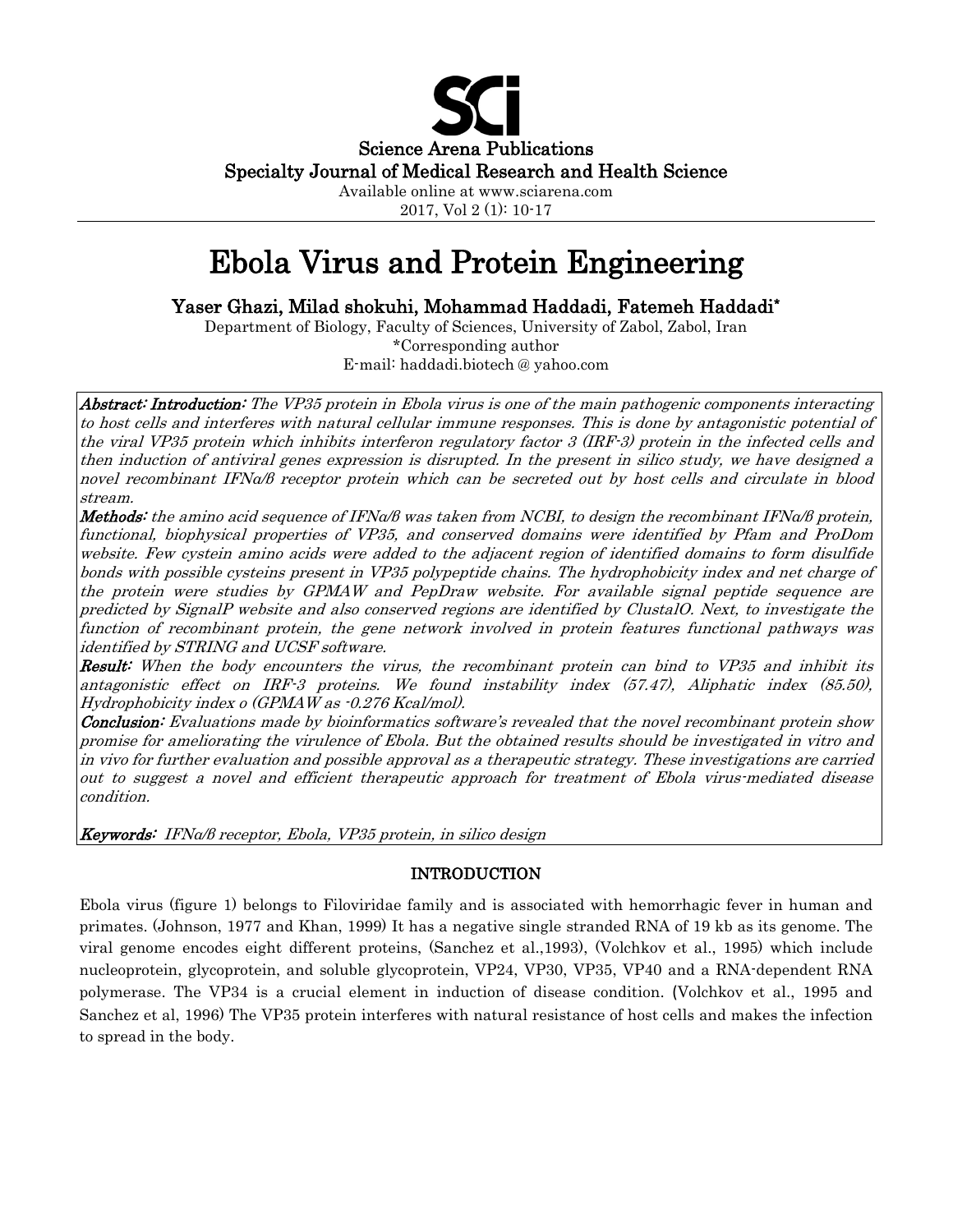Science Arena Publications
Specialty Journal of Medical Research and Health Science
Available online at www.sciarena.com
2017, Vol 2 (1): 10-17

# Ebola Virus and Protein Engineering

**Yaser Ghazi, Milad shokuhi, Mohammad Haddadi, Fatemeh Haddadi***

Department of Biology, Faculty of Sciences, University of Zabol, Zabol, Iran
*Corresponding author
E-mail: haddadi.biotech @ yahoo.com

***Abstract: Introduction:*** *The VP35 protein in Ebola virus is one of the main pathogenic components interacting to host cells and interferes with natural cellular immune responses. This is done by antagonistic potential of the viral VP35 protein which inhibits interferon regulatory factor 3 (IRF-3) protein in the infected cells and then induction of antiviral genes expression is disrupted. In the present in silico study, we have designed a novel recombinant IFNα/β receptor protein which can be secreted out by host cells and circulate in blood stream.*

***Methods:*** *the amino acid sequence of IFNα/β was taken from NCBI, to design the recombinant IFNα/β protein, functional, biophysical properties of VP35, and conserved domains were identified by Pfam and ProDom website. Few cystein amino acids were added to the adjacent region of identified domains to form disulfide bonds with possible cysteins present in VP35 polypeptide chains. The hydrophobicity index and net charge of the protein were studies by GPMAW and PepDraw website. For available signal peptide sequence are predicted by SignalP website and also conserved regions are identified by ClustalO. Next, to investigate the function of recombinant protein, the gene network involved in protein features functional pathways was identified by STRING and UCSF software.*

***Result:*** *When the body encounters the virus, the recombinant protein can bind to VP35 and inhibit its antagonistic effect on IRF-3 proteins. We found instability index (57.47), Aliphatic index (85.50), Hydrophobicity index o (GPMAW as -0.276 Kcal/mol).*

***Conclusion:*** *Evaluations made by bioinformatics software's revealed that the novel recombinant protein show promise for ameliorating the virulence of Ebola. But the obtained results should be investigated in vitro and in vivo for further evaluation and possible approval as a therapeutic strategy. These investigations are carried out to suggest a novel and efficient therapeutic approach for treatment of Ebola virus-mediated disease condition.*

***Keywords:*** *IFNα/β receptor, Ebola, VP35 protein, in silico design*

## INTRODUCTION

Ebola virus (figure 1) belongs to Filoviridae family and is associated with hemorrhagic fever in human and primates. (Johnson, 1977 and Khan, 1999) It has a negative single stranded RNA of 19 kb as its genome. The viral genome encodes eight different proteins, (Sanchez et al.,1993), (Volchkov et al., 1995) which include nucleoprotein, glycoprotein, and soluble glycoprotein, VP24, VP30, VP35, VP40 and a RNA-dependent RNA polymerase. The VP34 is a crucial element in induction of disease condition. (Volchkov et al., 1995 and Sanchez et al, 1996) The VP35 protein interferes with natural resistance of host cells and makes the infection to spread in the body.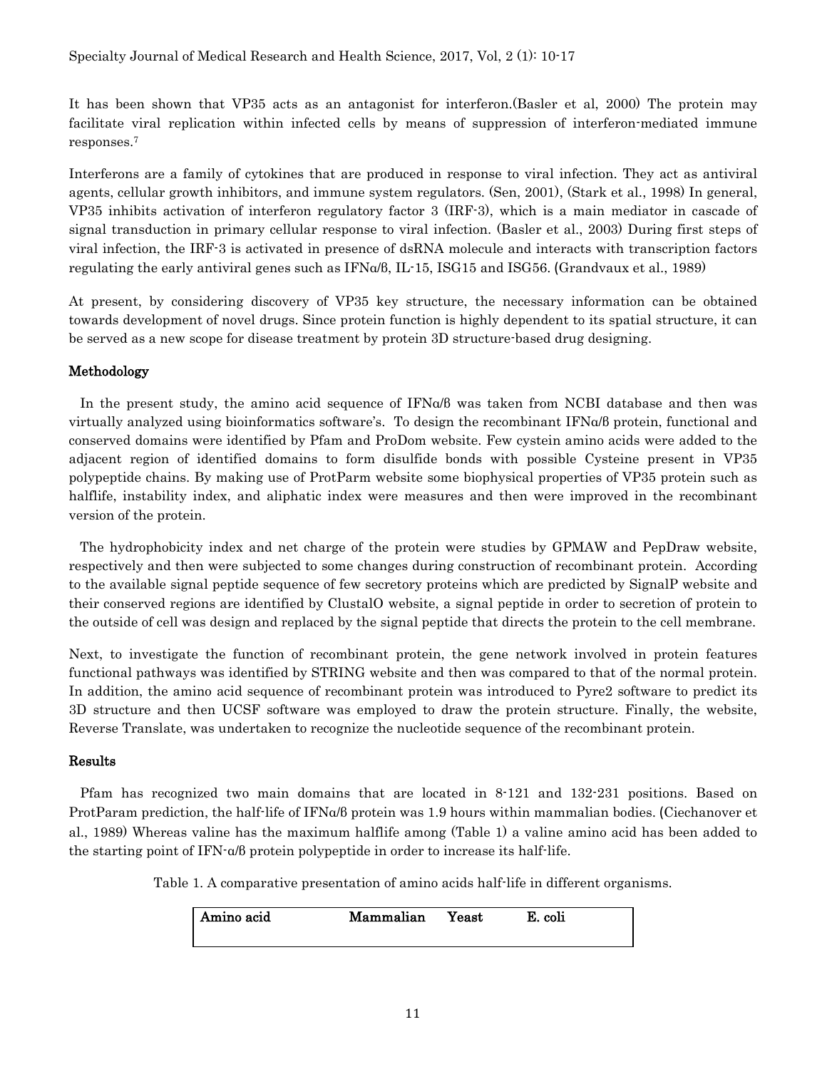It has been shown that VP35 acts as an antagonist for interferon.(Basler et al, 2000) The protein may facilitate viral replication within infected cells by means of suppression of interferon-mediated immune responses.[7]

Interferons are a family of cytokines that are produced in response to viral infection. They act as antiviral agents, cellular growth inhibitors, and immune system regulators. (Sen, 2001), (Stark et al., 1998) In general, VP35 inhibits activation of interferon regulatory factor 3 (IRF-3), which is a main mediator in cascade of signal transduction in primary cellular response to viral infection. (Basler et al., 2003) During first steps of viral infection, the IRF-3 is activated in presence of dsRNA molecule and interacts with transcription factors regulating the early antiviral genes such as IFNα/β, IL-15, ISG15 and ISG56. (Grandvaux et al., 1989)

At present, by considering discovery of VP35 key structure, the necessary information can be obtained towards development of novel drugs. Since protein function is highly dependent to its spatial structure, it can be served as a new scope for disease treatment by protein 3D structure-based drug designing.

## Methodology

In the present study, the amino acid sequence of IFNα/β was taken from NCBI database and then was virtually analyzed using bioinformatics software's. To design the recombinant IFNα/β protein, functional and conserved domains were identified by Pfam and ProDom website. Few cystein amino acids were added to the adjacent region of identified domains to form disulfide bonds with possible Cysteine present in VP35 polypeptide chains. By making use of ProtParm website some biophysical properties of VP35 protein such as halflife, instability index, and aliphatic index were measures and then were improved in the recombinant version of the protein.

The hydrophobicity index and net charge of the protein were studies by GPMAW and PepDraw website, respectively and then were subjected to some changes during construction of recombinant protein. According to the available signal peptide sequence of few secretory proteins which are predicted by SignalP website and their conserved regions are identified by ClustalO website, a signal peptide in order to secretion of protein to the outside of cell was design and replaced by the signal peptide that directs the protein to the cell membrane.

Next, to investigate the function of recombinant protein, the gene network involved in protein features functional pathways was identified by STRING website and then was compared to that of the normal protein. In addition, the amino acid sequence of recombinant protein was introduced to Pyre2 software to predict its 3D structure and then UCSF software was employed to draw the protein structure. Finally, the website, Reverse Translate, was undertaken to recognize the nucleotide sequence of the recombinant protein.

## Results

Pfam has recognized two main domains that are located in 8-121 and 132-231 positions. Based on ProtParam prediction, the half-life of IFNα/β protein was 1.9 hours within mammalian bodies. (Ciechanover et al., 1989) Whereas valine has the maximum halflife among (Table 1) a valine amino acid has been added to the starting point of IFN-α/β protein polypeptide in order to increase its half-life.

Table 1. A comparative presentation of amino acids half-life in different organisms.

| Amino acid | Mammalian | Yeast | E. coli |
|---|---|---|---|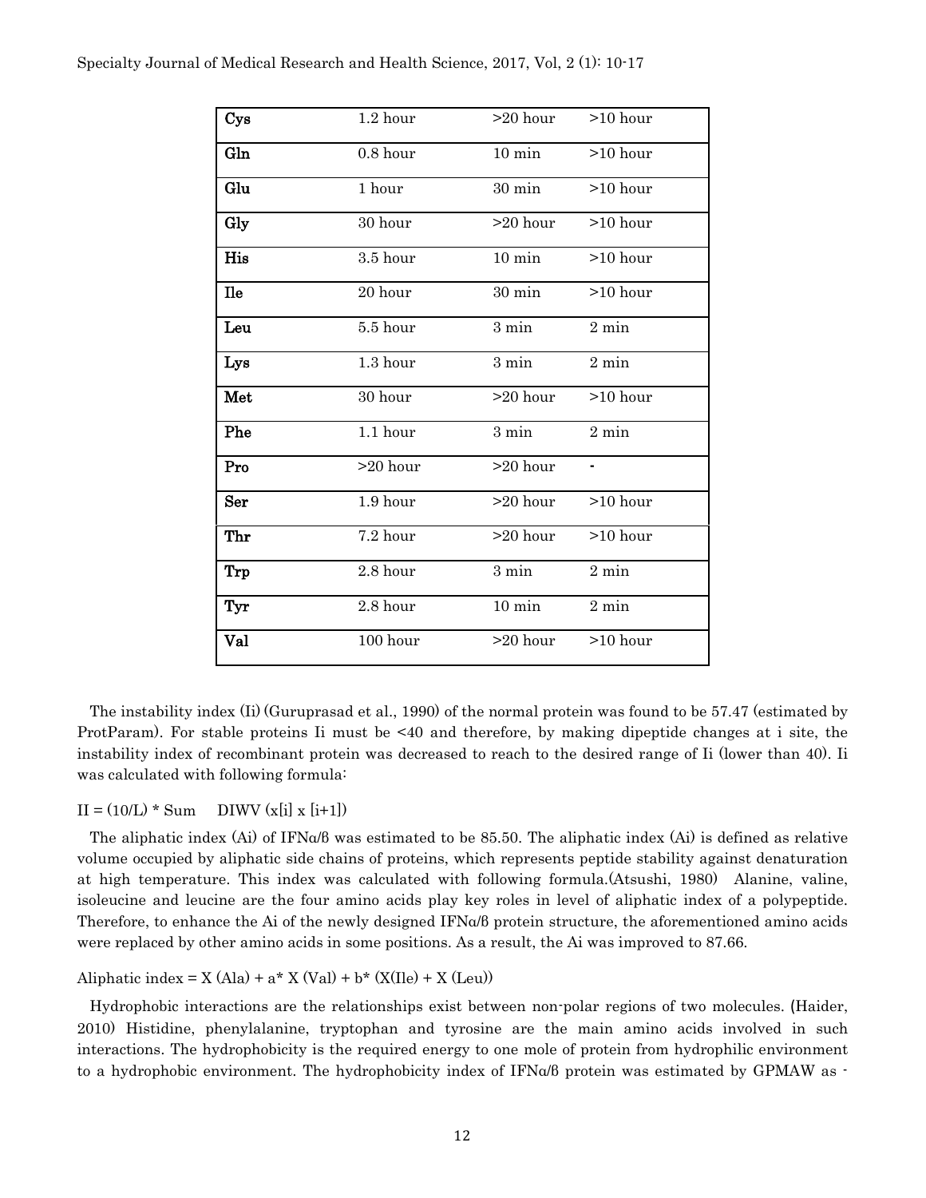| Cys | 1.2 hour | >20 hour | >10 hour |
|---|---|---|---|
| Gln | 0.8 hour | 10 min | >10 hour |
| Glu | 1 hour | 30 min | >10 hour |
| Gly | 30 hour | >20 hour | >10 hour |
| His | 3.5 hour | 10 min | >10 hour |
| Ile | 20 hour | 30 min | >10 hour |
| Leu | 5.5 hour | 3 min | 2 min |
| Lys | 1.3 hour | 3 min | 2 min |
| Met | 30 hour | >20 hour | >10 hour |
| Phe | 1.1 hour | 3 min | 2 min |
| Pro | >20 hour | >20 hour | - |
| Ser | 1.9 hour | >20 hour | >10 hour |
| Thr | 7.2 hour | >20 hour | >10 hour |
| Trp | 2.8 hour | 3 min | 2 min |
| Tyr | 2.8 hour | 10 min | 2 min |
| Val | 100 hour | >20 hour | >10 hour |

The instability index (Ii) (Guruprasad et al., 1990) of the normal protein was found to be 57.47 (estimated by ProtParam). For stable proteins Ii must be <40 and therefore, by making dipeptide changes at i site, the instability index of recombinant protein was decreased to reach to the desired range of Ii (lower than 40). Ii was calculated with following formula:

$$II = (10/L) * \text{Sum} \quad DIWV(x[i] \, x \, [i+1])$$

The aliphatic index (Ai) of IFNα/β was estimated to be 85.50. The aliphatic index (Ai) is defined as relative volume occupied by aliphatic side chains of proteins, which represents peptide stability against denaturation at high temperature. This index was calculated with following formula.(Atsushi, 1980) Alanine, valine, isoleucine and leucine are the four amino acids play key roles in level of aliphatic index of a polypeptide. Therefore, to enhance the Ai of the newly designed IFNα/β protein structure, the aforementioned amino acids were replaced by other amino acids in some positions. As a result, the Ai was improved to 87.66.

$$\text{Aliphatic index} = X(\text{Ala}) + a * X(\text{Val}) + b * (X(\text{Ile}) + X(\text{Leu}))$$

Hydrophobic interactions are the relationships exist between non-polar regions of two molecules. (Haider, 2010) Histidine, phenylalanine, tryptophan and tyrosine are the main amino acids involved in such interactions. The hydrophobicity is the required energy to one mole of protein from hydrophilic environment to a hydrophobic environment. The hydrophobicity index of IFNα/β protein was estimated by GPMAW as -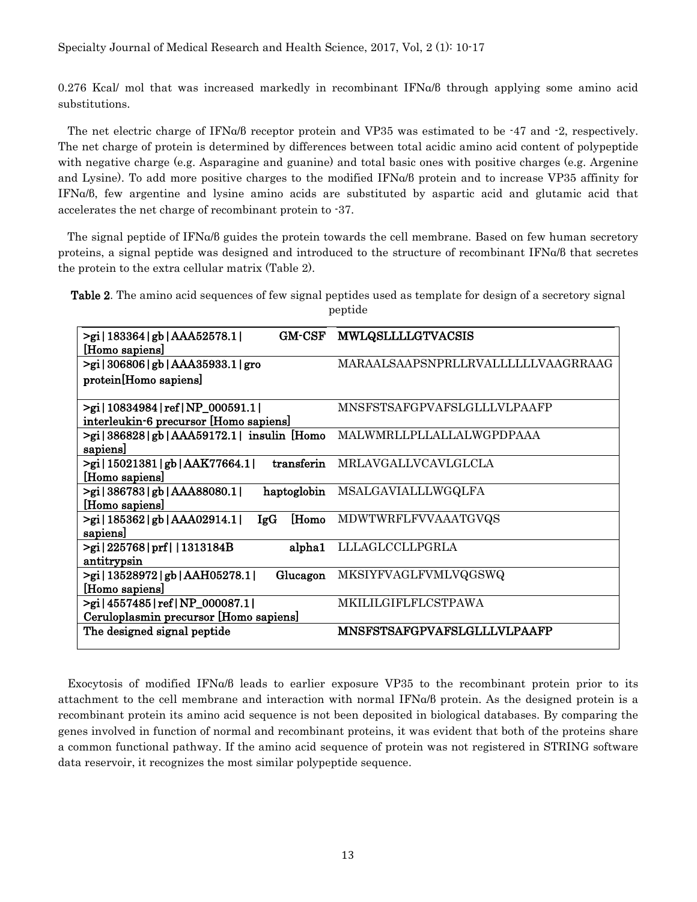0.276 Kcal/ mol that was increased markedly in recombinant IFNα/β through applying some amino acid substitutions.

The net electric charge of IFNα/β receptor protein and VP35 was estimated to be -47 and -2, respectively. The net charge of protein is determined by differences between total acidic amino acid content of polypeptide with negative charge (e.g. Asparagine and guanine) and total basic ones with positive charges (e.g. Argenine and Lysine). To add more positive charges to the modified IFNα/β protein and to increase VP35 affinity for IFNα/β, few argentine and lysine amino acids are substituted by aspartic acid and glutamic acid that accelerates the net charge of recombinant protein to -37.

The signal peptide of IFNα/β guides the protein towards the cell membrane. Based on few human secretory proteins, a signal peptide was designed and introduced to the structure of recombinant IFNα/β that secretes the protein to the extra cellular matrix (Table 2).

**Table 2**. The amino acid sequences of few signal peptides used as template for design of a secretory signal peptide

| | |
|---|---|
| **>gi\|183364\|gb\|AAA52578.1\| GM-CSF [Homo sapiens]** | **MWLQSLLLLGTVACSIS** |
| **>gi\|306806\|gb\|AAA35933.1\|gro protein[Homo sapiens]** | MARAALSAAPSNPRLLRVALLLLLLVAAGRRAAG |
| **>gi\|10834984\|ref\|NP_000591.1\| interleukin-6 precursor [Homo sapiens]** | MNSFSTSAFGPVAFSLGLLLVLPAAFP |
| **>gi\|386828\|gb\|AAA59172.1\| insulin [Homo sapiens]** | MALWMRLLPLLALLALWGPDPAAA |
| **>gi\|15021381\|gb\|AAK77664.1\| transferin [Homo sapiens]** | MRLAVGALLVCAVLGLCLA |
| **>gi\|386783\|gb\|AAA88080.1\| haptoglobin [Homo sapiens]** | MSALGAVIALLLWGQLFA |
| **>gi\|185362\|gb\|AAA02914.1\| IgG [Homo sapiens]** | MDWTWRFLFVVAAATGVQS |
| **>gi\|225768\|prf\|\|1313184B alpha1 antitrypsin** | LLLAGLCCLLPGRLA |
| **>gi\|13528972\|gb\|AAH05278.1\| Glucagon [Homo sapiens]** | MKSIYFVAGLFVMLVQGSWQ |
| **>gi\|4557485\|ref\|NP_000087.1\| Ceruloplasmin precursor [Homo sapiens]** | MKILILGIFLFLCSTPAWA |
| **The designed signal peptide** | **MNSFSTSAFGPVAFSLGLLLVLPAAFP** |

Exocytosis of modified IFNα/β leads to earlier exposure VP35 to the recombinant protein prior to its attachment to the cell membrane and interaction with normal IFNα/β protein. As the designed protein is a recombinant protein its amino acid sequence is not been deposited in biological databases. By comparing the genes involved in function of normal and recombinant proteins, it was evident that both of the proteins share a common functional pathway. If the amino acid sequence of protein was not registered in STRING software data reservoir, it recognizes the most similar polypeptide sequence.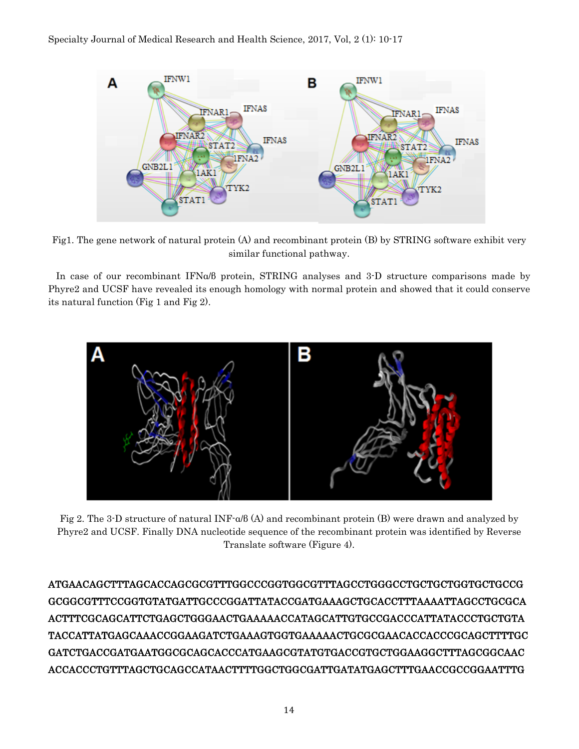Fig1. The gene network of natural protein (A) and recombinant protein (B) by STRING software exhibit very similar functional pathway.

In case of our recombinant IFNα/β protein, STRING analyses and 3-D structure comparisons made by Phyre2 and UCSF have revealed its enough homology with normal protein and showed that it could conserve its natural function (Fig 1 and Fig 2).

Fig 2. The 3-D structure of natural INF-α/β (A) and recombinant protein (B) were drawn and analyzed by Phyre2 and UCSF. Finally DNA nucleotide sequence of the recombinant protein was identified by Reverse Translate software (Figure 4).

**ATGAACAGCTTTAGCACCAGCGCGTTTGGCCCGGTGGCGTTTAGCCTGGGCCTGCTGCTGGTGCTGCCG GCGGCGTTTCCGGTGTATGATTGCCCGGATTATACCGATGAAAGCTGCACCTTTAAAATTAGCCTGCGCA ACTTTCGCAGCATTCTGAGCTGGGAACTGAAAAACCATAGCATTGTGCCGACCCATTATACCCTGCTGTA TACCATTATGAGCAAACCGGAAGATCTGAAAGTGGTGAAAAACTGCGCGAACACCACCCGCAGCTTTTGC GATCTGACCGATGAATGGCGCAGCACCCATGAAGCGTATGTGACCGTGCTGGAAGGCTTTAGCGGCAAC ACCACCCTGTTTAGCTGCAGCCATAACTTTTGGCTGGCGATTGATATGAGCTTTGAACCGCCGGAATTTG**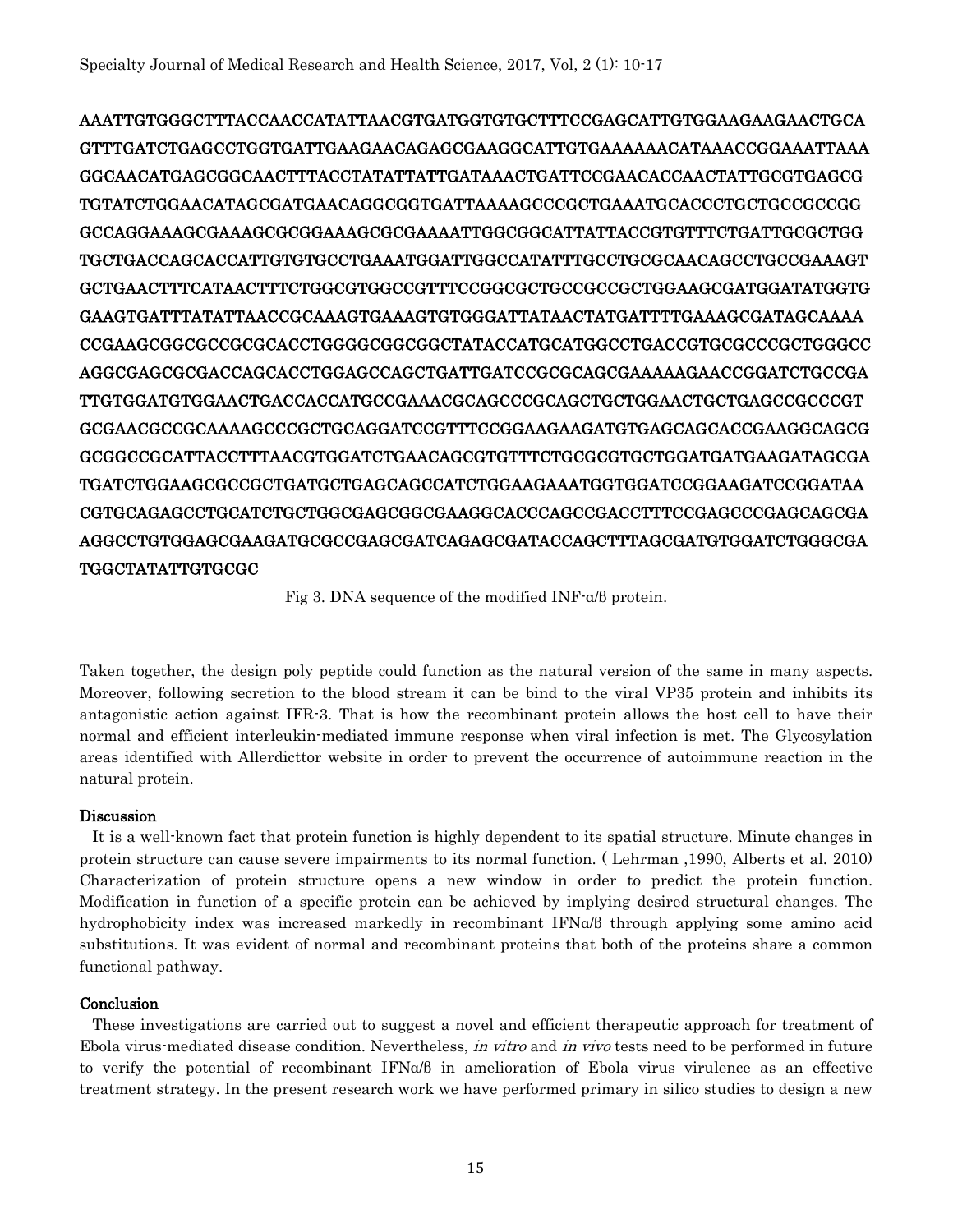AAATTGTGGGCTTTACCAACCATATTAACGTGATGGTGTGCTTTCCGAGCATTGTGGAAGAAGAACTGCA
GTTTGATCTGAGCCTGGTGATTGAAGAACAGAGCGAAGGCATTGTGAAAAAACATAAACCGGAAATTAAA
GGCAACATGAGCGGCAACTTTACCTATATTATTGATAAACTGATTCCGAACACCAACTATTGCGTGAGCG
TGTATCTGGAACATAGCGATGAACAGGCGGTGATTAAAAGCCCGCTGAAATGCACCCTGCTGCCGCCGG
GCCAGGAAAGCGAAAGCGCGGAAAGCGCGAAAATTGGCGGCATTATTACCGTGTTTCTGATTGCGCTGG
TGCTGACCAGCACCATTGTGTGCCTGAAATGGATTGGCCATATTTGCCTGCGCAACAGCCTGCCGAAAGT
GCTGAACTTTCATAACTTTCTGGCGTGGCCGTTTCCGGCGCTGCCGCCGCTGGAAGCGATGGATATGGTG
GAAGTGATTTATATTAACCGCAAAGTGAAAGTGTGGGATTATAACTATGATTTTGAAAGCGATAGCAAAA
CCGAAGCGGCGCCGCGCACCTGGGGCGGCGGCTATACCATGCATGGCCTGACCGTGCGCCCGCTGGGCC
AGGCGAGCGCGACCAGCACCTGGAGCCAGCTGATTGATCCGCGCAGCGAAAAAGAACCGGATCTGCCGA
TTGTGGATGTGGAACTGACCACCATGCCGAAACGCAGCCCGCAGCTGCTGGAACTGCTGAGCCGCCCGT
GCGAACGCCGCAAAAGCCCGCTGCAGGATCCGTTTCCGGAAGAAGATGTGAGCAGCACCGAAGGCAGCG
GCGGCCGCATTACCTTTAACGTGGATCTGAACAGCGTGTTTCTGCGCGTGCTGGATGATGAAGATAGCGA
TGATCTGGAAGCGCCGCTGATGCTGAGCAGCCATCTGGAAGAAATGGTGGATCCGGAAGATCCGGATAA
CGTGCAGAGCCTGCATCTGCTGGCGAGCGGCGAAGGCACCCAGCCGACCTTTCCGAGCCCGAGCAGCGA
AGGCCTGTGGAGCGAAGATGCGCCGAGCGATCAGAGCGATACCAGCTTTAGCGATGTGGATCTGGGCGA
TGGCTATATTGTGCGC

Fig 3. DNA sequence of the modified INF-α/β protein.

Taken together, the design poly peptide could function as the natural version of the same in many aspects. Moreover, following secretion to the blood stream it can be bind to the viral VP35 protein and inhibits its antagonistic action against IFR-3. That is how the recombinant protein allows the host cell to have their normal and efficient interleukin-mediated immune response when viral infection is met. The Glycosylation areas identified with Allerdicttor website in order to prevent the occurrence of autoimmune reaction in the natural protein.

## Discussion

It is a well-known fact that protein function is highly dependent to its spatial structure. Minute changes in protein structure can cause severe impairments to its normal function. ( Lehrman ,1990, Alberts et al. 2010) Characterization of protein structure opens a new window in order to predict the protein function. Modification in function of a specific protein can be achieved by implying desired structural changes. The hydrophobicity index was increased markedly in recombinant IFNα/β through applying some amino acid substitutions. It was evident of normal and recombinant proteins that both of the proteins share a common functional pathway.

## Conclusion

These investigations are carried out to suggest a novel and efficient therapeutic approach for treatment of Ebola virus-mediated disease condition. Nevertheless, *in vitro* and *in vivo* tests need to be performed in future to verify the potential of recombinant IFNα/β in amelioration of Ebola virus virulence as an effective treatment strategy. In the present research work we have performed primary in silico studies to design a new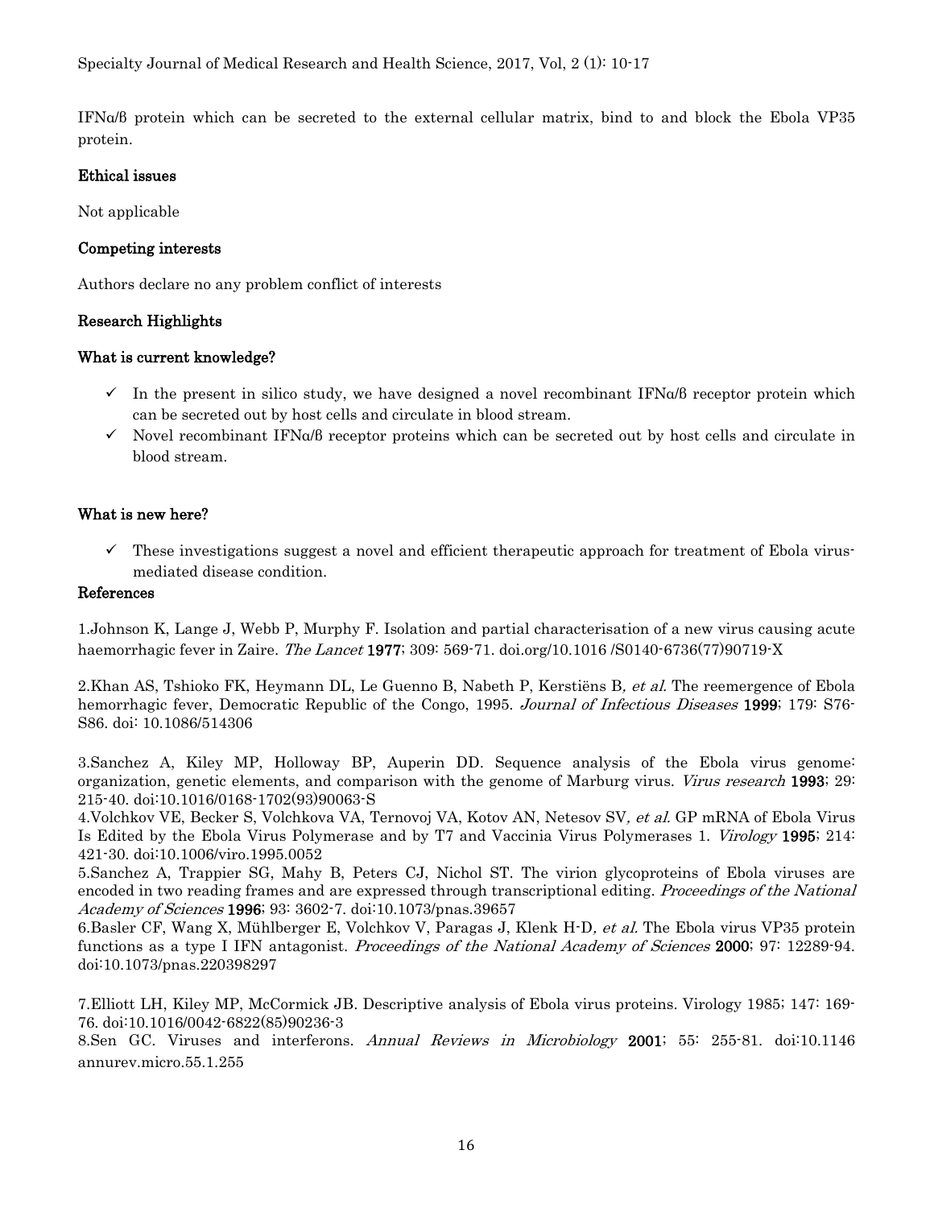IFNα/β protein which can be secreted to the external cellular matrix, bind to and block the Ebola VP35 protein.

## Ethical issues

Not applicable

## Competing interests

Authors declare no any problem conflict of interests

## Research Highlights

## What is current knowledge?

- ✓ In the present in silico study, we have designed a novel recombinant IFNα/β receptor protein which can be secreted out by host cells and circulate in blood stream.
- ✓ Novel recombinant IFNα/β receptor proteins which can be secreted out by host cells and circulate in blood stream.

## What is new here?

- ✓ These investigations suggest a novel and efficient therapeutic approach for treatment of Ebola virus-mediated disease condition.

## References

1.Johnson K, Lange J, Webb P, Murphy F. Isolation and partial characterisation of a new virus causing acute haemorrhagic fever in Zaire. *The Lancet* **1977**; 309: 569-71. doi.org/10.1016 /S0140-6736(77)90719-X

2.Khan AS, Tshioko FK, Heymann DL, Le Guenno B, Nabeth P, Kerstiëns B*, et al.* The reemergence of Ebola hemorrhagic fever, Democratic Republic of the Congo, 1995. *Journal of Infectious Diseases* **1999**; 179: S76-S86. doi: 10.1086/514306

3.Sanchez A, Kiley MP, Holloway BP, Auperin DD. Sequence analysis of the Ebola virus genome: organization, genetic elements, and comparison with the genome of Marburg virus. *Virus research* **1993**; 29: 215-40. doi:10.1016/0168-1702(93)90063-S

4.Volchkov VE, Becker S, Volchkova VA, Ternovoj VA, Kotov AN, Netesov SV*, et al.* GP mRNA of Ebola Virus Is Edited by the Ebola Virus Polymerase and by T7 and Vaccinia Virus Polymerases 1. *Virology* **1995**; 214: 421-30. doi:10.1006/viro.1995.0052

5.Sanchez A, Trappier SG, Mahy B, Peters CJ, Nichol ST. The virion glycoproteins of Ebola viruses are encoded in two reading frames and are expressed through transcriptional editing. *Proceedings of the National Academy of Sciences* **1996**; 93: 3602-7. doi:10.1073/pnas.39657

6.Basler CF, Wang X, Mühlberger E, Volchkov V, Paragas J, Klenk H-D*, et al.* The Ebola virus VP35 protein functions as a type I IFN antagonist. *Proceedings of the National Academy of Sciences* **2000**; 97: 12289-94. doi:10.1073/pnas.220398297

7.Elliott LH, Kiley MP, McCormick JB. Descriptive analysis of Ebola virus proteins. Virology 1985; 147: 169-76. doi:10.1016/0042-6822(85)90236-3

8.Sen GC. Viruses and interferons. *Annual Reviews in Microbiology* **2001**; 55: 255-81. doi:10.1146 annurev.micro.55.1.255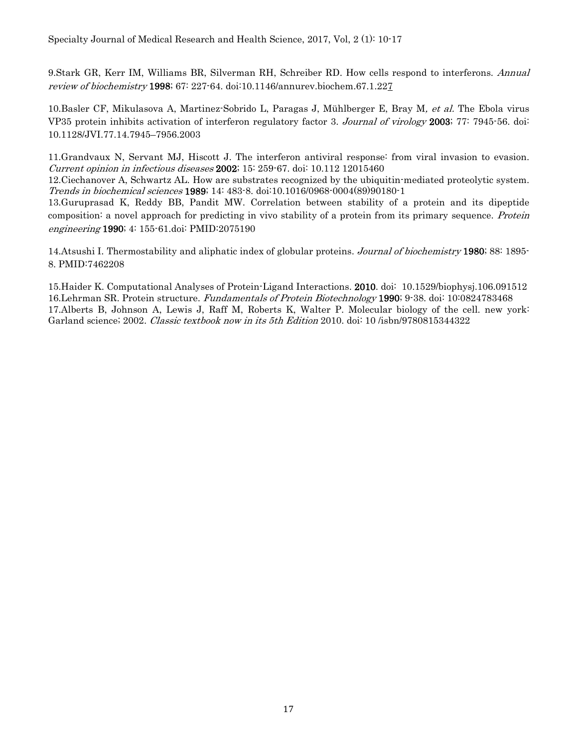9.Stark GR, Kerr IM, Williams BR, Silverman RH, Schreiber RD. How cells respond to interferons. *Annual review of biochemistry* **1998**; 67: 227-64. doi:10.1146/annurev.biochem.67.1.227

10.Basler CF, Mikulasova A, Martinez-Sobrido L, Paragas J, Mühlberger E, Bray M*, et al.* The Ebola virus VP35 protein inhibits activation of interferon regulatory factor 3. *Journal of virology* **2003**; 77: 7945-56. doi: 10.1128/JVI.77.14.7945–7956.2003

11.Grandvaux N, Servant MJ, Hiscott J. The interferon antiviral response: from viral invasion to evasion. *Current opinion in infectious diseases* **2002**; 15: 259-67. doi: 10.112 12015460

12.Ciechanover A, Schwartz AL. How are substrates recognized by the ubiquitin-mediated proteolytic system. *Trends in biochemical sciences* **1989**; 14: 483-8. doi:10.1016/0968-0004(89)90180-1

13.Guruprasad K, Reddy BB, Pandit MW. Correlation between stability of a protein and its dipeptide composition: a novel approach for predicting in vivo stability of a protein from its primary sequence. *Protein engineering* **1990**; 4: 155-61.doi: PMID:2075190

14.Atsushi I. Thermostability and aliphatic index of globular proteins. *Journal of biochemistry* **1980**; 88: 1895-8. PMID:7462208

15.Haider K. Computational Analyses of Protein-Ligand Interactions. **2010**. doi: 10.1529/biophysj.106.091512

16.Lehrman SR. Protein structure. *Fundamentals of Protein Biotechnology* **1990**; 9-38. doi: 10:0824783468

17.Alberts B, Johnson A, Lewis J, Raff M, Roberts K, Walter P. Molecular biology of the cell. new york: Garland science; 2002. *Classic textbook now in its 5th Edition* 2010. doi: 10 /isbn/9780815344322